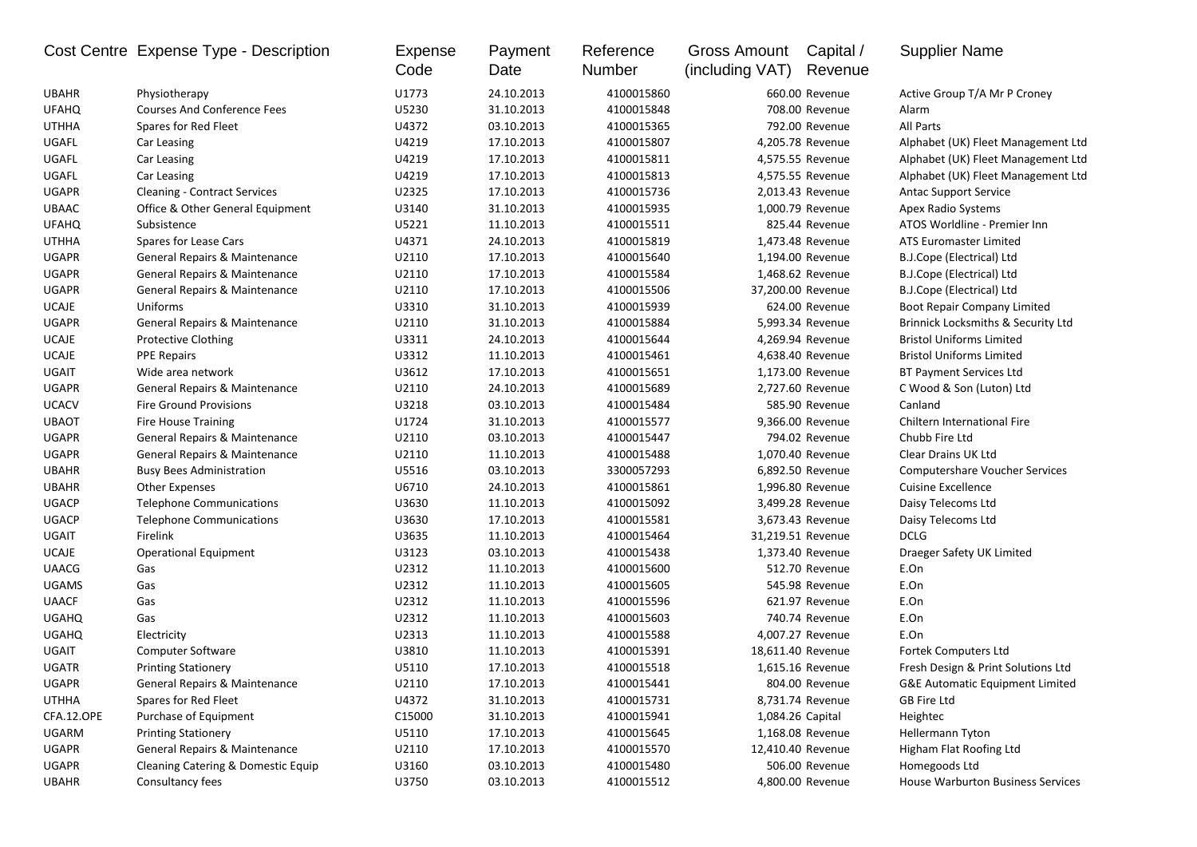| Cost Centre | Expense Type - Description | Expense Code | Payment Date | Reference Number | Gross Amount (including VAT) | Capital / Revenue | Supplier Name |
|---|---|---|---|---|---|---|---|
| UBAHR | Physiotherapy | U1773 | 24.10.2013 | 4100015860 | 660.00 | Revenue | Active Group T/A Mr P Croney |
| UFAHQ | Courses And Conference Fees | U5230 | 31.10.2013 | 4100015848 | 708.00 | Revenue | Alarm |
| UTHHA | Spares for Red Fleet | U4372 | 03.10.2013 | 4100015365 | 792.00 | Revenue | All Parts |
| UGAFL | Car Leasing | U4219 | 17.10.2013 | 4100015807 | 4,205.78 | Revenue | Alphabet (UK) Fleet Management Ltd |
| UGAFL | Car Leasing | U4219 | 17.10.2013 | 4100015811 | 4,575.55 | Revenue | Alphabet (UK) Fleet Management Ltd |
| UGAFL | Car Leasing | U4219 | 17.10.2013 | 4100015813 | 4,575.55 | Revenue | Alphabet (UK) Fleet Management Ltd |
| UGAPR | Cleaning - Contract Services | U2325 | 17.10.2013 | 4100015736 | 2,013.43 | Revenue | Antac Support Service |
| UBAAC | Office & Other General Equipment | U3140 | 31.10.2013 | 4100015935 | 1,000.79 | Revenue | Apex Radio Systems |
| UFAHQ | Subsistence | U5221 | 11.10.2013 | 4100015511 | 825.44 | Revenue | ATOS Worldline - Premier Inn |
| UTHHA | Spares for Lease Cars | U4371 | 24.10.2013 | 4100015819 | 1,473.48 | Revenue | ATS Euromaster Limited |
| UGAPR | General Repairs & Maintenance | U2110 | 17.10.2013 | 4100015640 | 1,194.00 | Revenue | B.J.Cope (Electrical) Ltd |
| UGAPR | General Repairs & Maintenance | U2110 | 17.10.2013 | 4100015584 | 1,468.62 | Revenue | B.J.Cope (Electrical) Ltd |
| UGAPR | General Repairs & Maintenance | U2110 | 17.10.2013 | 4100015506 | 37,200.00 | Revenue | B.J.Cope (Electrical) Ltd |
| UCAJE | Uniforms | U3310 | 31.10.2013 | 4100015939 | 624.00 | Revenue | Boot Repair Company Limited |
| UGAPR | General Repairs & Maintenance | U2110 | 31.10.2013 | 4100015884 | 5,993.34 | Revenue | Brinnick Locksmiths & Security Ltd |
| UCAJE | Protective Clothing | U3311 | 24.10.2013 | 4100015644 | 4,269.94 | Revenue | Bristol Uniforms Limited |
| UCAJE | PPE Repairs | U3312 | 11.10.2013 | 4100015461 | 4,638.40 | Revenue | Bristol Uniforms Limited |
| UGAIT | Wide area network | U3612 | 17.10.2013 | 4100015651 | 1,173.00 | Revenue | BT Payment Services Ltd |
| UGAPR | General Repairs & Maintenance | U2110 | 24.10.2013 | 4100015689 | 2,727.60 | Revenue | C Wood & Son (Luton) Ltd |
| UCACV | Fire Ground Provisions | U3218 | 03.10.2013 | 4100015484 | 585.90 | Revenue | Canland |
| UBAOT | Fire House Training | U1724 | 31.10.2013 | 4100015577 | 9,366.00 | Revenue | Chiltern International Fire |
| UGAPR | General Repairs & Maintenance | U2110 | 03.10.2013 | 4100015447 | 794.02 | Revenue | Chubb Fire Ltd |
| UGAPR | General Repairs & Maintenance | U2110 | 11.10.2013 | 4100015488 | 1,070.40 | Revenue | Clear Drains UK Ltd |
| UBAHR | Busy Bees Administration | U5516 | 03.10.2013 | 3300057293 | 6,892.50 | Revenue | Computershare Voucher Services |
| UBAHR | Other Expenses | U6710 | 24.10.2013 | 4100015861 | 1,996.80 | Revenue | Cuisine Excellence |
| UGACP | Telephone Communications | U3630 | 11.10.2013 | 4100015092 | 3,499.28 | Revenue | Daisy Telecoms Ltd |
| UGACP | Telephone Communications | U3630 | 17.10.2013 | 4100015581 | 3,673.43 | Revenue | Daisy Telecoms Ltd |
| UGAIT | Firelink | U3635 | 11.10.2013 | 4100015464 | 31,219.51 | Revenue | DCLG |
| UCAJE | Operational Equipment | U3123 | 03.10.2013 | 4100015438 | 1,373.40 | Revenue | Draeger Safety UK Limited |
| UAACG | Gas | U2312 | 11.10.2013 | 4100015600 | 512.70 | Revenue | E.On |
| UGAMS | Gas | U2312 | 11.10.2013 | 4100015605 | 545.98 | Revenue | E.On |
| UAACF | Gas | U2312 | 11.10.2013 | 4100015596 | 621.97 | Revenue | E.On |
| UGAHQ | Gas | U2312 | 11.10.2013 | 4100015603 | 740.74 | Revenue | E.On |
| UGAHQ | Electricity | U2313 | 11.10.2013 | 4100015588 | 4,007.27 | Revenue | E.On |
| UGAIT | Computer Software | U3810 | 11.10.2013 | 4100015391 | 18,611.40 | Revenue | Fortek Computers Ltd |
| UGATR | Printing Stationery | U5110 | 17.10.2013 | 4100015518 | 1,615.16 | Revenue | Fresh Design & Print Solutions Ltd |
| UGAPR | General Repairs & Maintenance | U2110 | 17.10.2013 | 4100015441 | 804.00 | Revenue | G&E Automatic Equipment Limited |
| UTHHA | Spares for Red Fleet | U4372 | 31.10.2013 | 4100015731 | 8,731.74 | Revenue | GB Fire Ltd |
| CFA.12.OPE | Purchase of Equipment | C15000 | 31.10.2013 | 4100015941 | 1,084.26 | Capital | Heightec |
| UGARM | Printing Stationery | U5110 | 17.10.2013 | 4100015645 | 1,168.08 | Revenue | Hellermann Tyton |
| UGAPR | General Repairs & Maintenance | U2110 | 17.10.2013 | 4100015570 | 12,410.40 | Revenue | Higham Flat Roofing Ltd |
| UGAPR | Cleaning Catering & Domestic Equip | U3160 | 03.10.2013 | 4100015480 | 506.00 | Revenue | Homegoods Ltd |
| UBAHR | Consultancy fees | U3750 | 03.10.2013 | 4100015512 | 4,800.00 | Revenue | House Warburton Business Services |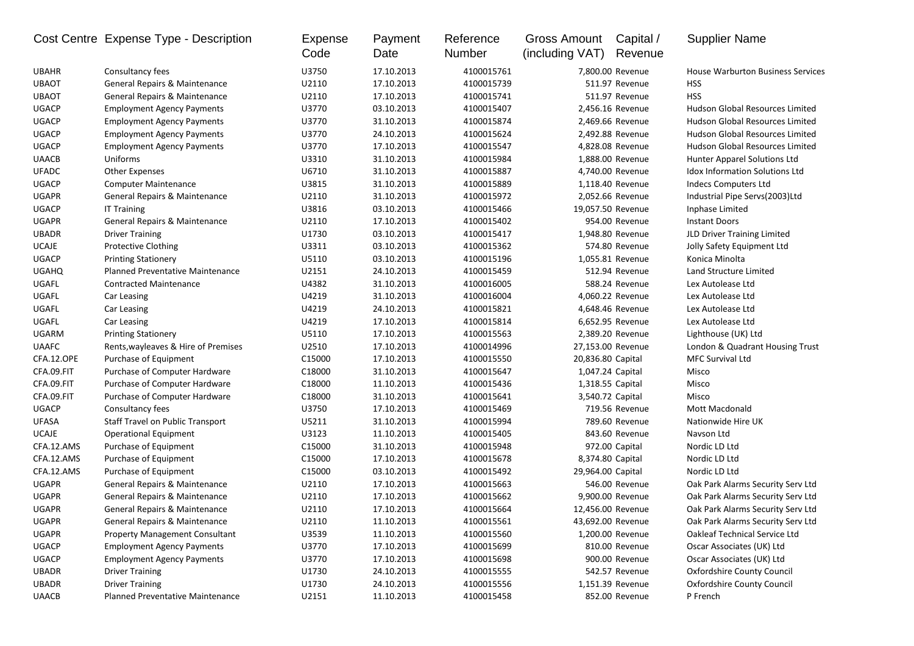| Cost Centre | Expense Type - Description | Expense Code | Payment Date | Reference Number | Gross Amount (including VAT) | Capital / Revenue | Supplier Name |
|---|---|---|---|---|---|---|---|
| UBAHR | Consultancy fees | U3750 | 17.10.2013 | 4100015761 | 7,800.00 | Revenue | House Warburton Business Services |
| UBAOT | General Repairs & Maintenance | U2110 | 17.10.2013 | 4100015739 | 511.97 | Revenue | HSS |
| UBAOT | General Repairs & Maintenance | U2110 | 17.10.2013 | 4100015741 | 511.97 | Revenue | HSS |
| UGACP | Employment Agency Payments | U3770 | 03.10.2013 | 4100015407 | 2,456.16 | Revenue | Hudson Global Resources Limited |
| UGACP | Employment Agency Payments | U3770 | 31.10.2013 | 4100015874 | 2,469.66 | Revenue | Hudson Global Resources Limited |
| UGACP | Employment Agency Payments | U3770 | 24.10.2013 | 4100015624 | 2,492.88 | Revenue | Hudson Global Resources Limited |
| UGACP | Employment Agency Payments | U3770 | 17.10.2013 | 4100015547 | 4,828.08 | Revenue | Hudson Global Resources Limited |
| UAACB | Uniforms | U3310 | 31.10.2013 | 4100015984 | 1,888.00 | Revenue | Hunter Apparel Solutions Ltd |
| UFADC | Other Expenses | U6710 | 31.10.2013 | 4100015887 | 4,740.00 | Revenue | Idox Information Solutions Ltd |
| UGACP | Computer Maintenance | U3815 | 31.10.2013 | 4100015889 | 1,118.40 | Revenue | Indecs Computers Ltd |
| UGAPR | General Repairs & Maintenance | U2110 | 31.10.2013 | 4100015972 | 2,052.66 | Revenue | Industrial Pipe Servs(2003)Ltd |
| UGACP | IT Training | U3816 | 03.10.2013 | 4100015466 | 19,057.50 | Revenue | Inphase Limited |
| UGAPR | General Repairs & Maintenance | U2110 | 17.10.2013 | 4100015402 | 954.00 | Revenue | Instant Doors |
| UBADR | Driver Training | U1730 | 03.10.2013 | 4100015417 | 1,948.80 | Revenue | JLD Driver Training Limited |
| UCAJE | Protective Clothing | U3311 | 03.10.2013 | 4100015362 | 574.80 | Revenue | Jolly Safety Equipment Ltd |
| UGACP | Printing Stationery | U5110 | 03.10.2013 | 4100015196 | 1,055.81 | Revenue | Konica Minolta |
| UGAHQ | Planned Preventative Maintenance | U2151 | 24.10.2013 | 4100015459 | 512.94 | Revenue | Land Structure Limited |
| UGAFL | Contracted Maintenance | U4382 | 31.10.2013 | 4100016005 | 588.24 | Revenue | Lex Autolease Ltd |
| UGAFL | Car Leasing | U4219 | 31.10.2013 | 4100016004 | 4,060.22 | Revenue | Lex Autolease Ltd |
| UGAFL | Car Leasing | U4219 | 24.10.2013 | 4100015821 | 4,648.46 | Revenue | Lex Autolease Ltd |
| UGAFL | Car Leasing | U4219 | 17.10.2013 | 4100015814 | 6,652.95 | Revenue | Lex Autolease Ltd |
| UGARM | Printing Stationery | U5110 | 17.10.2013 | 4100015563 | 2,389.20 | Revenue | Lighthouse (UK) Ltd |
| UAAFC | Rents,wayleaves & Hire of Premises | U2510 | 17.10.2013 | 4100014996 | 27,153.00 | Revenue | London & Quadrant Housing Trust |
| CFA.12.OPE | Purchase of Equipment | C15000 | 17.10.2013 | 4100015550 | 20,836.80 | Capital | MFC Survival Ltd |
| CFA.09.FIT | Purchase of Computer Hardware | C18000 | 31.10.2013 | 4100015647 | 1,047.24 | Capital | Misco |
| CFA.09.FIT | Purchase of Computer Hardware | C18000 | 11.10.2013 | 4100015436 | 1,318.55 | Capital | Misco |
| CFA.09.FIT | Purchase of Computer Hardware | C18000 | 31.10.2013 | 4100015641 | 3,540.72 | Capital | Misco |
| UGACP | Consultancy fees | U3750 | 17.10.2013 | 4100015469 | 719.56 | Revenue | Mott Macdonald |
| UFASA | Staff Travel on Public Transport | U5211 | 31.10.2013 | 4100015994 | 789.60 | Revenue | Nationwide Hire UK |
| UCAJE | Operational Equipment | U3123 | 11.10.2013 | 4100015405 | 843.60 | Revenue | Navson Ltd |
| CFA.12.AMS | Purchase of Equipment | C15000 | 31.10.2013 | 4100015948 | 972.00 | Capital | Nordic LD Ltd |
| CFA.12.AMS | Purchase of Equipment | C15000 | 17.10.2013 | 4100015678 | 8,374.80 | Capital | Nordic LD Ltd |
| CFA.12.AMS | Purchase of Equipment | C15000 | 03.10.2013 | 4100015492 | 29,964.00 | Capital | Nordic LD Ltd |
| UGAPR | General Repairs & Maintenance | U2110 | 17.10.2013 | 4100015663 | 546.00 | Revenue | Oak Park Alarms Security Serv Ltd |
| UGAPR | General Repairs & Maintenance | U2110 | 17.10.2013 | 4100015662 | 9,900.00 | Revenue | Oak Park Alarms Security Serv Ltd |
| UGAPR | General Repairs & Maintenance | U2110 | 17.10.2013 | 4100015664 | 12,456.00 | Revenue | Oak Park Alarms Security Serv Ltd |
| UGAPR | General Repairs & Maintenance | U2110 | 11.10.2013 | 4100015561 | 43,692.00 | Revenue | Oak Park Alarms Security Serv Ltd |
| UGAPR | Property Management Consultant | U3539 | 11.10.2013 | 4100015560 | 1,200.00 | Revenue | Oakleaf Technical Service Ltd |
| UGACP | Employment Agency Payments | U3770 | 17.10.2013 | 4100015699 | 810.00 | Revenue | Oscar Associates (UK) Ltd |
| UGACP | Employment Agency Payments | U3770 | 17.10.2013 | 4100015698 | 900.00 | Revenue | Oscar Associates (UK) Ltd |
| UBADR | Driver Training | U1730 | 24.10.2013 | 4100015555 | 542.57 | Revenue | Oxfordshire County Council |
| UBADR | Driver Training | U1730 | 24.10.2013 | 4100015556 | 1,151.39 | Revenue | Oxfordshire County Council |
| UAACB | Planned Preventative Maintenance | U2151 | 11.10.2013 | 4100015458 | 852.00 | Revenue | P French |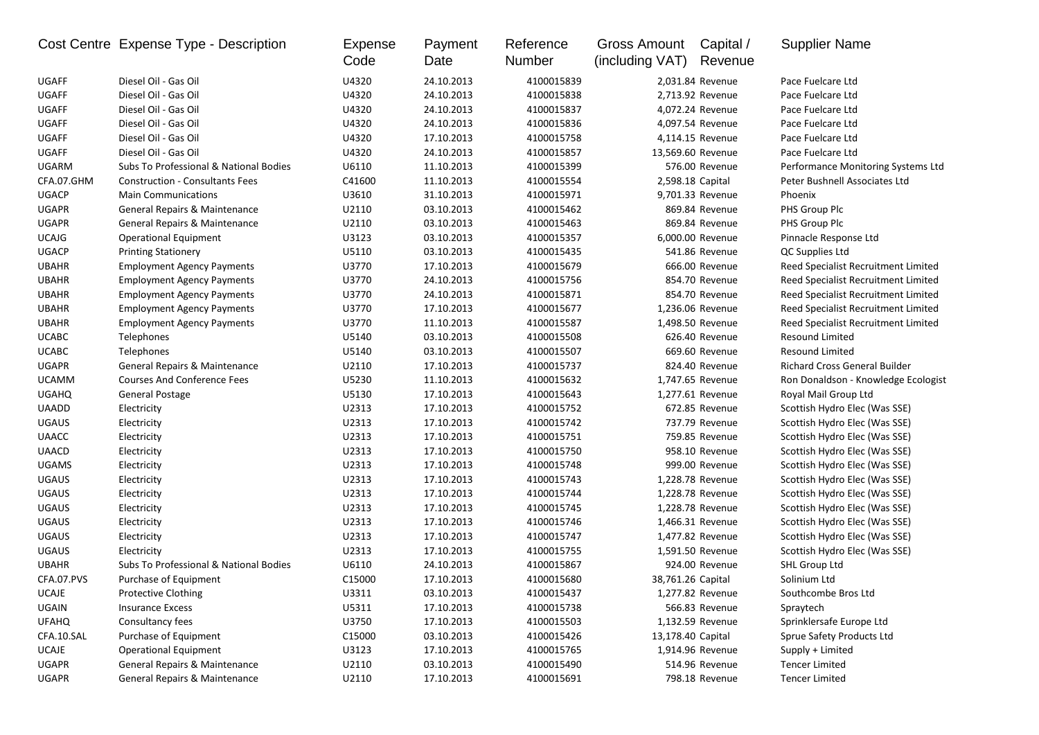| Cost Centre | Expense Type - Description | Expense Code | Payment Date | Reference Number | Gross Amount (including VAT) | Capital / Revenue | Supplier Name |
|---|---|---|---|---|---|---|---|
| UGAFF | Diesel Oil - Gas Oil | U4320 | 24.10.2013 | 4100015839 | 2,031.84 | Revenue | Pace Fuelcare Ltd |
| UGAFF | Diesel Oil - Gas Oil | U4320 | 24.10.2013 | 4100015838 | 2,713.92 | Revenue | Pace Fuelcare Ltd |
| UGAFF | Diesel Oil - Gas Oil | U4320 | 24.10.2013 | 4100015837 | 4,072.24 | Revenue | Pace Fuelcare Ltd |
| UGAFF | Diesel Oil - Gas Oil | U4320 | 24.10.2013 | 4100015836 | 4,097.54 | Revenue | Pace Fuelcare Ltd |
| UGAFF | Diesel Oil - Gas Oil | U4320 | 17.10.2013 | 4100015758 | 4,114.15 | Revenue | Pace Fuelcare Ltd |
| UGAFF | Diesel Oil - Gas Oil | U4320 | 24.10.2013 | 4100015857 | 13,569.60 | Revenue | Pace Fuelcare Ltd |
| UGARM | Subs To Professional & National Bodies | U6110 | 11.10.2013 | 4100015399 | 576.00 | Revenue | Performance Monitoring Systems Ltd |
| CFA.07.GHM | Construction - Consultants Fees | C41600 | 11.10.2013 | 4100015554 | 2,598.18 | Capital | Peter Bushnell Associates Ltd |
| UGACP | Main Communications | U3610 | 31.10.2013 | 4100015971 | 9,701.33 | Revenue | Phoenix |
| UGAPR | General Repairs & Maintenance | U2110 | 03.10.2013 | 4100015462 | 869.84 | Revenue | PHS Group Plc |
| UGAPR | General Repairs & Maintenance | U2110 | 03.10.2013 | 4100015463 | 869.84 | Revenue | PHS Group Plc |
| UCAJG | Operational Equipment | U3123 | 03.10.2013 | 4100015357 | 6,000.00 | Revenue | Pinnacle Response Ltd |
| UGACP | Printing Stationery | U5110 | 03.10.2013 | 4100015435 | 541.86 | Revenue | QC Supplies Ltd |
| UBAHR | Employment Agency Payments | U3770 | 17.10.2013 | 4100015679 | 666.00 | Revenue | Reed Specialist Recruitment Limited |
| UBAHR | Employment Agency Payments | U3770 | 24.10.2013 | 4100015756 | 854.70 | Revenue | Reed Specialist Recruitment Limited |
| UBAHR | Employment Agency Payments | U3770 | 24.10.2013 | 4100015871 | 854.70 | Revenue | Reed Specialist Recruitment Limited |
| UBAHR | Employment Agency Payments | U3770 | 17.10.2013 | 4100015677 | 1,236.06 | Revenue | Reed Specialist Recruitment Limited |
| UBAHR | Employment Agency Payments | U3770 | 11.10.2013 | 4100015587 | 1,498.50 | Revenue | Reed Specialist Recruitment Limited |
| UCABC | Telephones | U5140 | 03.10.2013 | 4100015508 | 626.40 | Revenue | Resound Limited |
| UCABC | Telephones | U5140 | 03.10.2013 | 4100015507 | 669.60 | Revenue | Resound Limited |
| UGAPR | General Repairs & Maintenance | U2110 | 17.10.2013 | 4100015737 | 824.40 | Revenue | Richard Cross General Builder |
| UCAMM | Courses And Conference Fees | U5230 | 11.10.2013 | 4100015632 | 1,747.65 | Revenue | Ron Donaldson - Knowledge Ecologist |
| UGAHQ | General Postage | U5130 | 17.10.2013 | 4100015643 | 1,277.61 | Revenue | Royal Mail Group Ltd |
| UAADD | Electricity | U2313 | 17.10.2013 | 4100015752 | 672.85 | Revenue | Scottish Hydro Elec (Was SSE) |
| UGAUS | Electricity | U2313 | 17.10.2013 | 4100015742 | 737.79 | Revenue | Scottish Hydro Elec (Was SSE) |
| UAACC | Electricity | U2313 | 17.10.2013 | 4100015751 | 759.85 | Revenue | Scottish Hydro Elec (Was SSE) |
| UAACD | Electricity | U2313 | 17.10.2013 | 4100015750 | 958.10 | Revenue | Scottish Hydro Elec (Was SSE) |
| UGAMS | Electricity | U2313 | 17.10.2013 | 4100015748 | 999.00 | Revenue | Scottish Hydro Elec (Was SSE) |
| UGAUS | Electricity | U2313 | 17.10.2013 | 4100015743 | 1,228.78 | Revenue | Scottish Hydro Elec (Was SSE) |
| UGAUS | Electricity | U2313 | 17.10.2013 | 4100015744 | 1,228.78 | Revenue | Scottish Hydro Elec (Was SSE) |
| UGAUS | Electricity | U2313 | 17.10.2013 | 4100015745 | 1,228.78 | Revenue | Scottish Hydro Elec (Was SSE) |
| UGAUS | Electricity | U2313 | 17.10.2013 | 4100015746 | 1,466.31 | Revenue | Scottish Hydro Elec (Was SSE) |
| UGAUS | Electricity | U2313 | 17.10.2013 | 4100015747 | 1,477.82 | Revenue | Scottish Hydro Elec (Was SSE) |
| UGAUS | Electricity | U2313 | 17.10.2013 | 4100015755 | 1,591.50 | Revenue | Scottish Hydro Elec (Was SSE) |
| UBAHR | Subs To Professional & National Bodies | U6110 | 24.10.2013 | 4100015867 | 924.00 | Revenue | SHL Group Ltd |
| CFA.07.PVS | Purchase of Equipment | C15000 | 17.10.2013 | 4100015680 | 38,761.26 | Capital | Solinium Ltd |
| UCAJE | Protective Clothing | U3311 | 03.10.2013 | 4100015437 | 1,277.82 | Revenue | Southcombe Bros Ltd |
| UGAIN | Insurance Excess | U5311 | 17.10.2013 | 4100015738 | 566.83 | Revenue | Spraytech |
| UFAHQ | Consultancy fees | U3750 | 17.10.2013 | 4100015503 | 1,132.59 | Revenue | Sprinklersafe Europe Ltd |
| CFA.10.SAL | Purchase of Equipment | C15000 | 03.10.2013 | 4100015426 | 13,178.40 | Capital | Sprue Safety Products Ltd |
| UCAJE | Operational Equipment | U3123 | 17.10.2013 | 4100015765 | 1,914.96 | Revenue | Supply + Limited |
| UGAPR | General Repairs & Maintenance | U2110 | 03.10.2013 | 4100015490 | 514.96 | Revenue | Tencer Limited |
| UGAPR | General Repairs & Maintenance | U2110 | 17.10.2013 | 4100015691 | 798.18 | Revenue | Tencer Limited |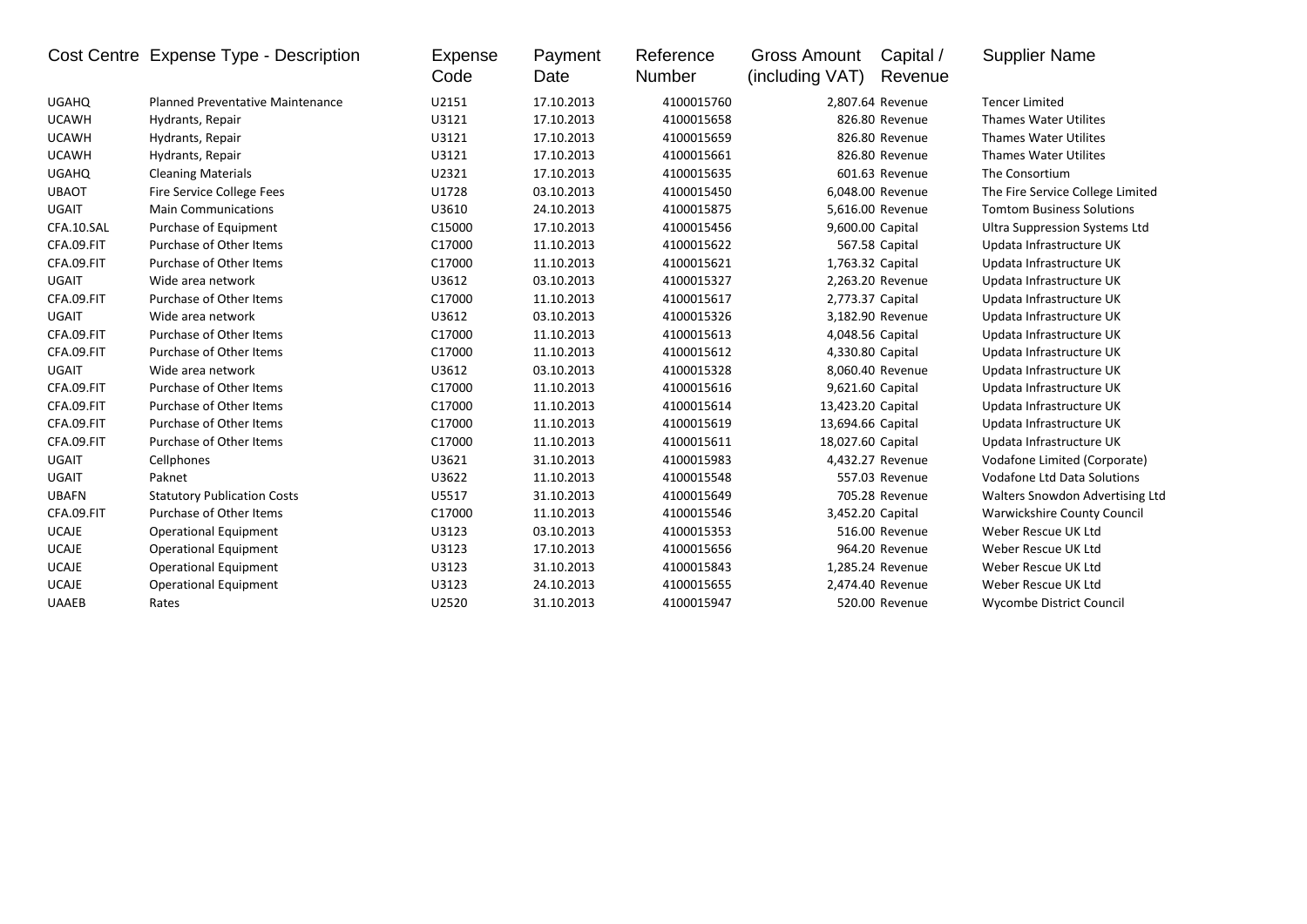| Cost Centre | Expense Type - Description | Expense Code | Payment Date | Reference Number | Gross Amount (including VAT) | Capital / Revenue | Supplier Name |
|---|---|---|---|---|---|---|---|
| UGAHQ | Planned Preventative Maintenance | U2151 | 17.10.2013 | 4100015760 | 2,807.64 | Revenue | Tencer Limited |
| UCAWH | Hydrants, Repair | U3121 | 17.10.2013 | 4100015658 | 826.80 | Revenue | Thames Water Utilites |
| UCAWH | Hydrants, Repair | U3121 | 17.10.2013 | 4100015659 | 826.80 | Revenue | Thames Water Utilites |
| UCAWH | Hydrants, Repair | U3121 | 17.10.2013 | 4100015661 | 826.80 | Revenue | Thames Water Utilites |
| UGAHQ | Cleaning Materials | U2321 | 17.10.2013 | 4100015635 | 601.63 | Revenue | The Consortium |
| UBAOT | Fire Service College Fees | U1728 | 03.10.2013 | 4100015450 | 6,048.00 | Revenue | The Fire Service College Limited |
| UGAIT | Main Communications | U3610 | 24.10.2013 | 4100015875 | 5,616.00 | Revenue | Tomtom Business Solutions |
| CFA.10.SAL | Purchase of Equipment | C15000 | 17.10.2013 | 4100015456 | 9,600.00 | Capital | Ultra Suppression Systems Ltd |
| CFA.09.FIT | Purchase of Other Items | C17000 | 11.10.2013 | 4100015622 | 567.58 | Capital | Updata Infrastructure UK |
| CFA.09.FIT | Purchase of Other Items | C17000 | 11.10.2013 | 4100015621 | 1,763.32 | Capital | Updata Infrastructure UK |
| UGAIT | Wide area network | U3612 | 03.10.2013 | 4100015327 | 2,263.20 | Revenue | Updata Infrastructure UK |
| CFA.09.FIT | Purchase of Other Items | C17000 | 11.10.2013 | 4100015617 | 2,773.37 | Capital | Updata Infrastructure UK |
| UGAIT | Wide area network | U3612 | 03.10.2013 | 4100015326 | 3,182.90 | Revenue | Updata Infrastructure UK |
| CFA.09.FIT | Purchase of Other Items | C17000 | 11.10.2013 | 4100015613 | 4,048.56 | Capital | Updata Infrastructure UK |
| CFA.09.FIT | Purchase of Other Items | C17000 | 11.10.2013 | 4100015612 | 4,330.80 | Capital | Updata Infrastructure UK |
| UGAIT | Wide area network | U3612 | 03.10.2013 | 4100015328 | 8,060.40 | Revenue | Updata Infrastructure UK |
| CFA.09.FIT | Purchase of Other Items | C17000 | 11.10.2013 | 4100015616 | 9,621.60 | Capital | Updata Infrastructure UK |
| CFA.09.FIT | Purchase of Other Items | C17000 | 11.10.2013 | 4100015614 | 13,423.20 | Capital | Updata Infrastructure UK |
| CFA.09.FIT | Purchase of Other Items | C17000 | 11.10.2013 | 4100015619 | 13,694.66 | Capital | Updata Infrastructure UK |
| CFA.09.FIT | Purchase of Other Items | C17000 | 11.10.2013 | 4100015611 | 18,027.60 | Capital | Updata Infrastructure UK |
| UGAIT | Cellphones | U3621 | 31.10.2013 | 4100015983 | 4,432.27 | Revenue | Vodafone Limited (Corporate) |
| UGAIT | Paknet | U3622 | 11.10.2013 | 4100015548 | 557.03 | Revenue | Vodafone Ltd Data Solutions |
| UBAFN | Statutory Publication Costs | U5517 | 31.10.2013 | 4100015649 | 705.28 | Revenue | Walters Snowdon Advertising Ltd |
| CFA.09.FIT | Purchase of Other Items | C17000 | 11.10.2013 | 4100015546 | 3,452.20 | Capital | Warwickshire County Council |
| UCAJE | Operational Equipment | U3123 | 03.10.2013 | 4100015353 | 516.00 | Revenue | Weber Rescue UK Ltd |
| UCAJE | Operational Equipment | U3123 | 17.10.2013 | 4100015656 | 964.20 | Revenue | Weber Rescue UK Ltd |
| UCAJE | Operational Equipment | U3123 | 31.10.2013 | 4100015843 | 1,285.24 | Revenue | Weber Rescue UK Ltd |
| UCAJE | Operational Equipment | U3123 | 24.10.2013 | 4100015655 | 2,474.40 | Revenue | Weber Rescue UK Ltd |
| UAAEB | Rates | U2520 | 31.10.2013 | 4100015947 | 520.00 | Revenue | Wycombe District Council |